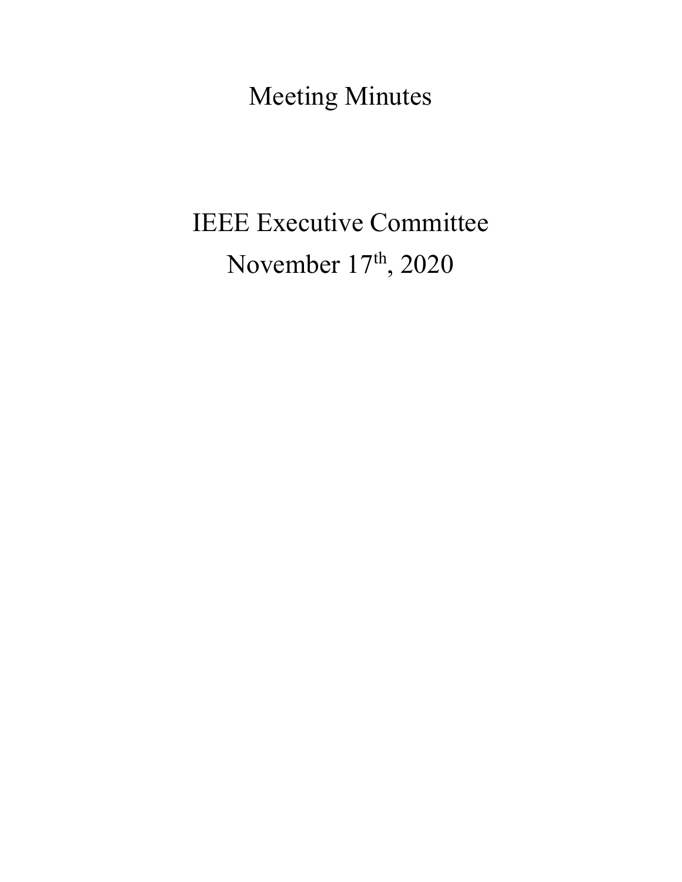# Meeting Minutes

# IEEE Executive Committee

# November 17th, 2020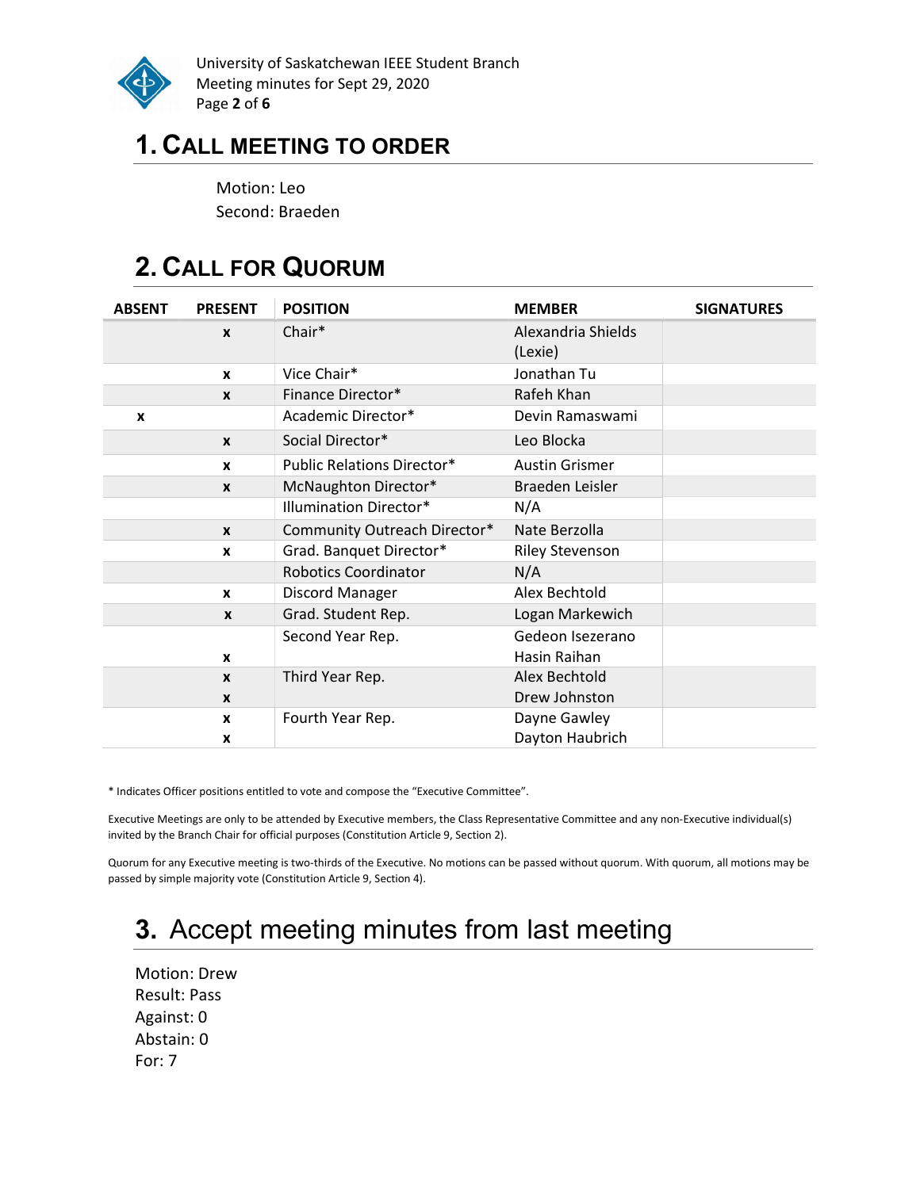# 1. CALL MEETING TO ORDER

Motion: Leo
Second: Braeden

# 2. CALL FOR QUORUM

| ABSENT | PRESENT | POSITION | MEMBER | SIGNATURES |
|---|---|---|---|---|
| | x | Chair* | Alexandria Shields (Lexie) | |
| | x | Vice Chair* | Jonathan Tu | |
| | x | Finance Director* | Rafeh Khan | |
| x | | Academic Director* | Devin Ramaswami | |
| | x | Social Director* | Leo Blocka | |
| | x | Public Relations Director* | Austin Grismer | |
| | x | McNaughton Director* | Braeden Leisler | |
| | | Illumination Director* | N/A | |
| | x | Community Outreach Director* | Nate Berzolla | |
| | x | Grad. Banquet Director* | Riley Stevenson | |
| | | Robotics Coordinator | N/A | |
| | x | Discord Manager | Alex Bechtold | |
| | x | Grad. Student Rep. | Logan Markewich | |
| | | Second Year Rep. | Gedeon Isezerano | |
| | x | | Hasin Raihan | |
| | x | Third Year Rep. | Alex Bechtold | |
| | x | | Drew Johnston | |
| | x | Fourth Year Rep. | Dayne Gawley | |
| | x | | Dayton Haubrich | |

* Indicates Officer positions entitled to vote and compose the "Executive Committee".

Executive Meetings are only to be attended by Executive members, the Class Representative Committee and any non-Executive individual(s) invited by the Branch Chair for official purposes (Constitution Article 9, Section 2).

Quorum for any Executive meeting is two-thirds of the Executive. No motions can be passed without quorum. With quorum, all motions may be passed by simple majority vote (Constitution Article 9, Section 4).

# 3. Accept meeting minutes from last meeting

Motion: Drew
Result: Pass
Against: 0
Abstain: 0
For: 7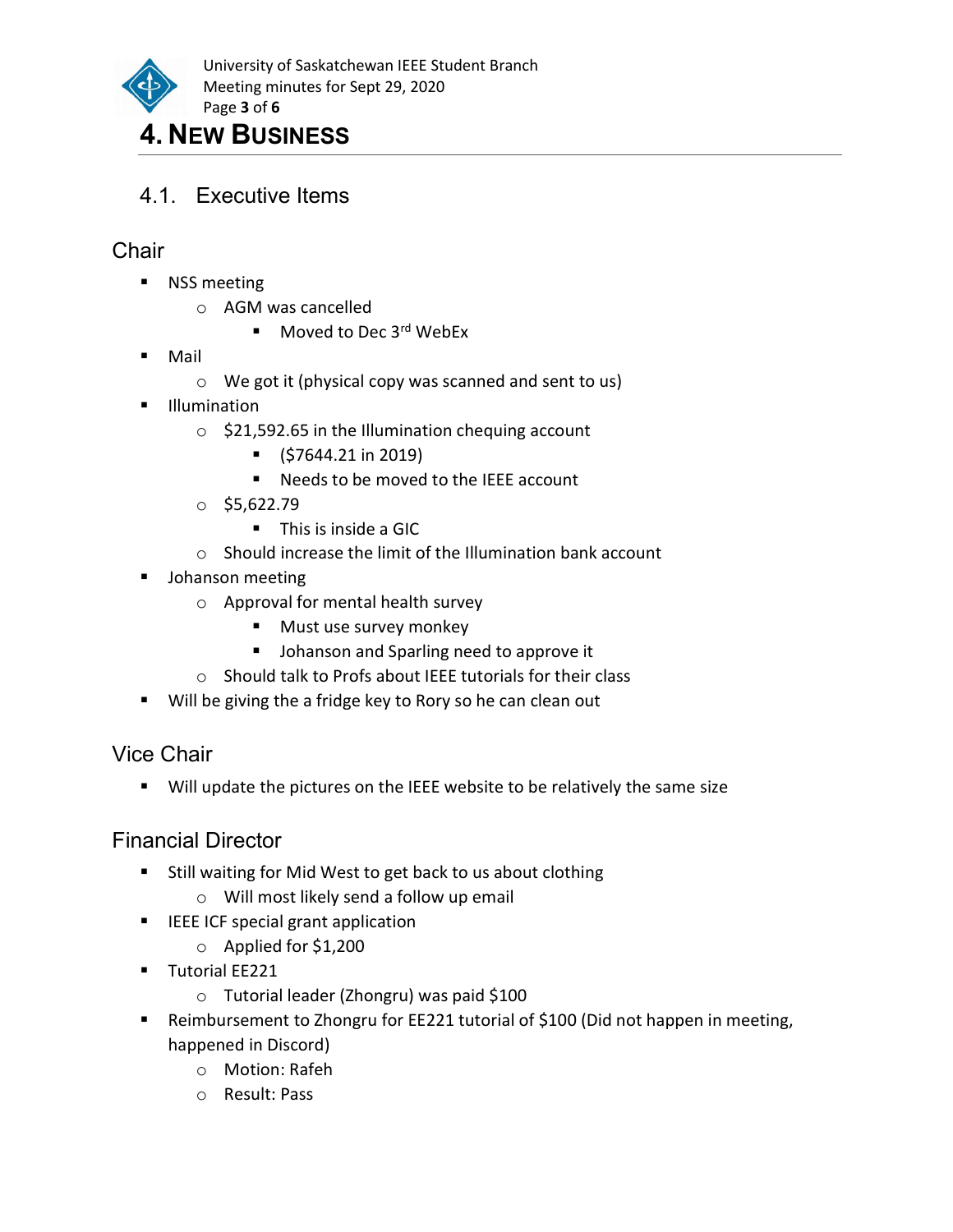# 4. New Business

## 4.1. Executive Items

### Chair

- NSS meeting
  - AGM was cancelled
    - Moved to Dec 3rd WebEx
- Mail
  - We got it (physical copy was scanned and sent to us)
- Illumination
  - $21,592.65 in the Illumination chequing account
    - ($7644.21 in 2019)
    - Needs to be moved to the IEEE account
  - $5,622.79
    - This is inside a GIC
  - Should increase the limit of the Illumination bank account
- Johanson meeting
  - Approval for mental health survey
    - Must use survey monkey
    - Johanson and Sparling need to approve it
  - Should talk to Profs about IEEE tutorials for their class
- Will be giving the a fridge key to Rory so he can clean out

### Vice Chair

- Will update the pictures on the IEEE website to be relatively the same size

### Financial Director

- Still waiting for Mid West to get back to us about clothing
  - Will most likely send a follow up email
- IEEE ICF special grant application
  - Applied for $1,200
- Tutorial EE221
  - Tutorial leader (Zhongru) was paid $100
- Reimbursement to Zhongru for EE221 tutorial of $100 (Did not happen in meeting, happened in Discord)
  - Motion: Rafeh
  - Result: Pass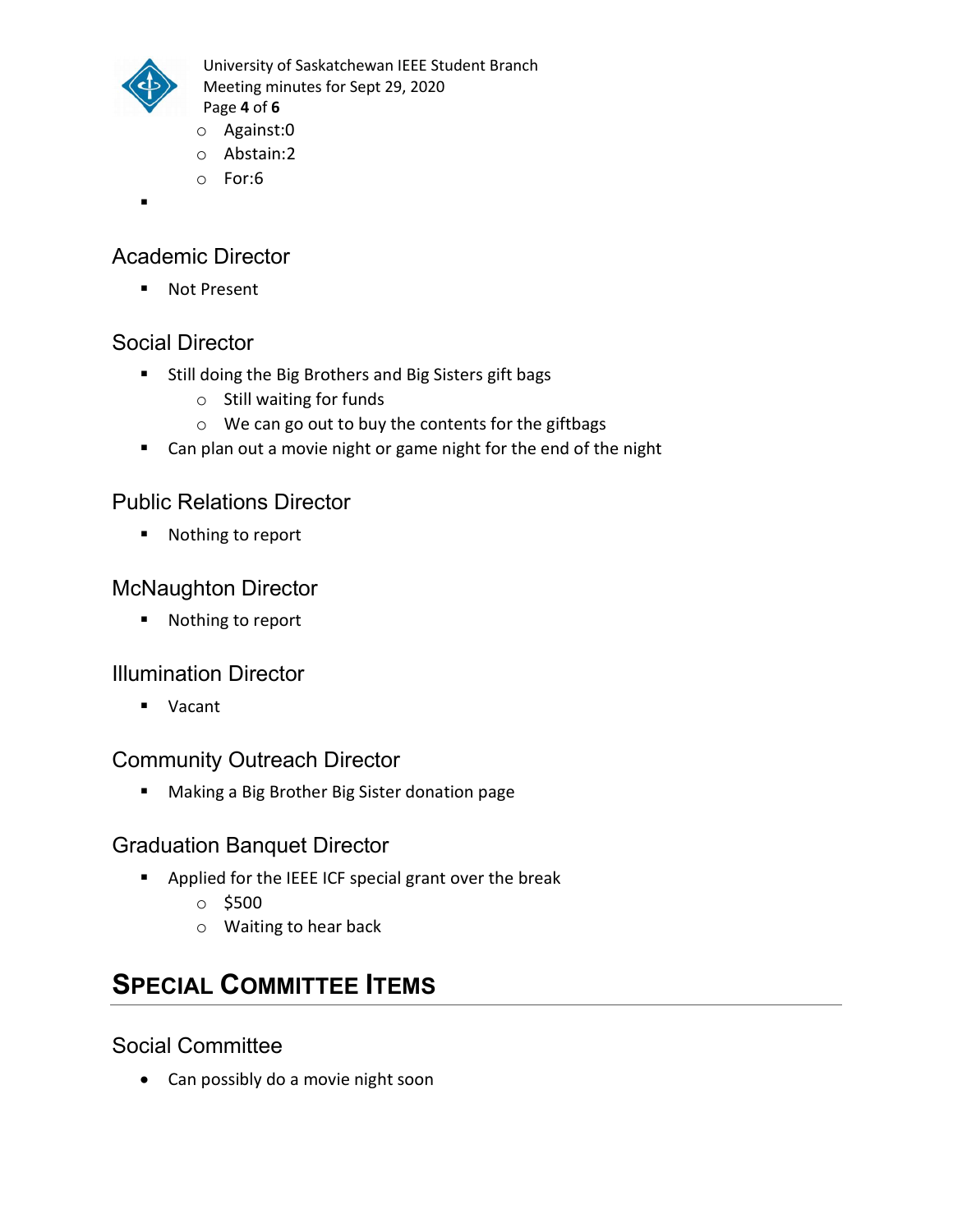- Against:0
- Abstain:2
- For:6

## Academic Director

- Not Present

## Social Director

- Still doing the Big Brothers and Big Sisters gift bags
  - Still waiting for funds
  - We can go out to buy the contents for the giftbags
- Can plan out a movie night or game night for the end of the night

## Public Relations Director

- Nothing to report

## McNaughton Director

- Nothing to report

## Illumination Director

- Vacant

## Community Outreach Director

- Making a Big Brother Big Sister donation page

## Graduation Banquet Director

- Applied for the IEEE ICF special grant over the break
  - $500
  - Waiting to hear back

# SPECIAL COMMITTEE ITEMS

## Social Committee

- Can possibly do a movie night soon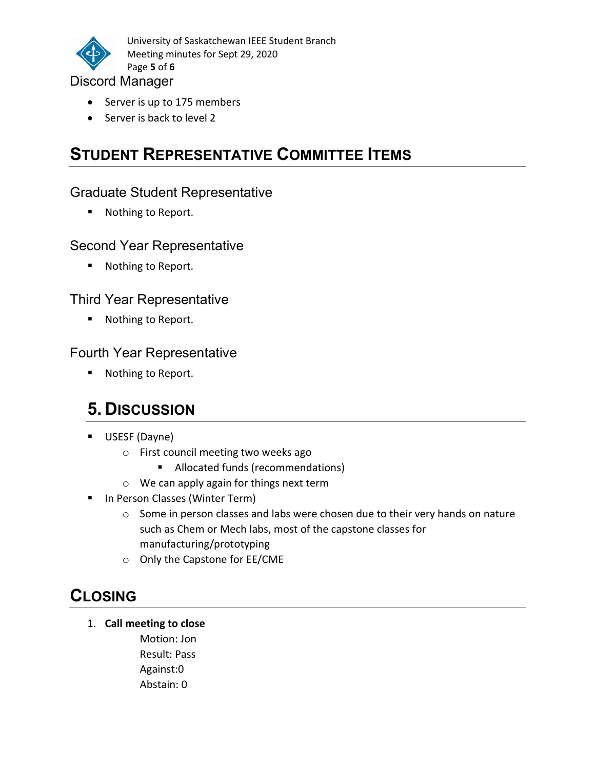### Discord Manager

- Server is up to 175 members
- Server is back to level 2

## Student Representative Committee Items

### Graduate Student Representative

- Nothing to Report.

### Second Year Representative

- Nothing to Report.

### Third Year Representative

- Nothing to Report.

### Fourth Year Representative

- Nothing to Report.

## 5. Discussion

- USESF (Dayne)
  - First council meeting two weeks ago
    - Allocated funds (recommendations)
  - We can apply again for things next term
- In Person Classes (Winter Term)
  - Some in person classes and labs were chosen due to their very hands on nature such as Chem or Mech labs, most of the capstone classes for manufacturing/prototyping
  - Only the Capstone for EE/CME

## Closing

1. **Call meeting to close**

   Motion: Jon
   Result: Pass
   Against:0
   Abstain: 0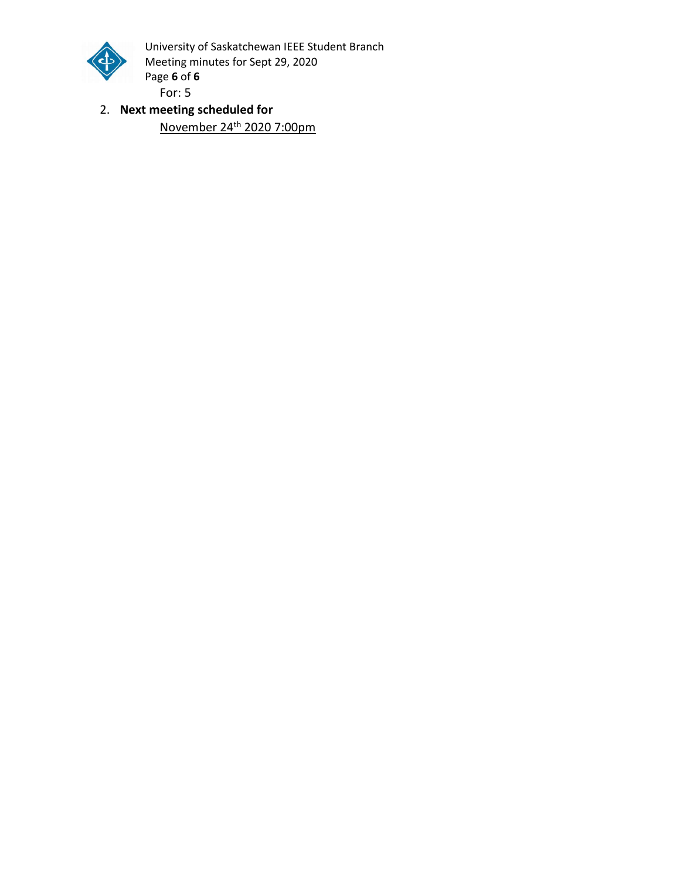For: 5

2. **Next meeting scheduled for**

   November 24th 2020 7:00pm